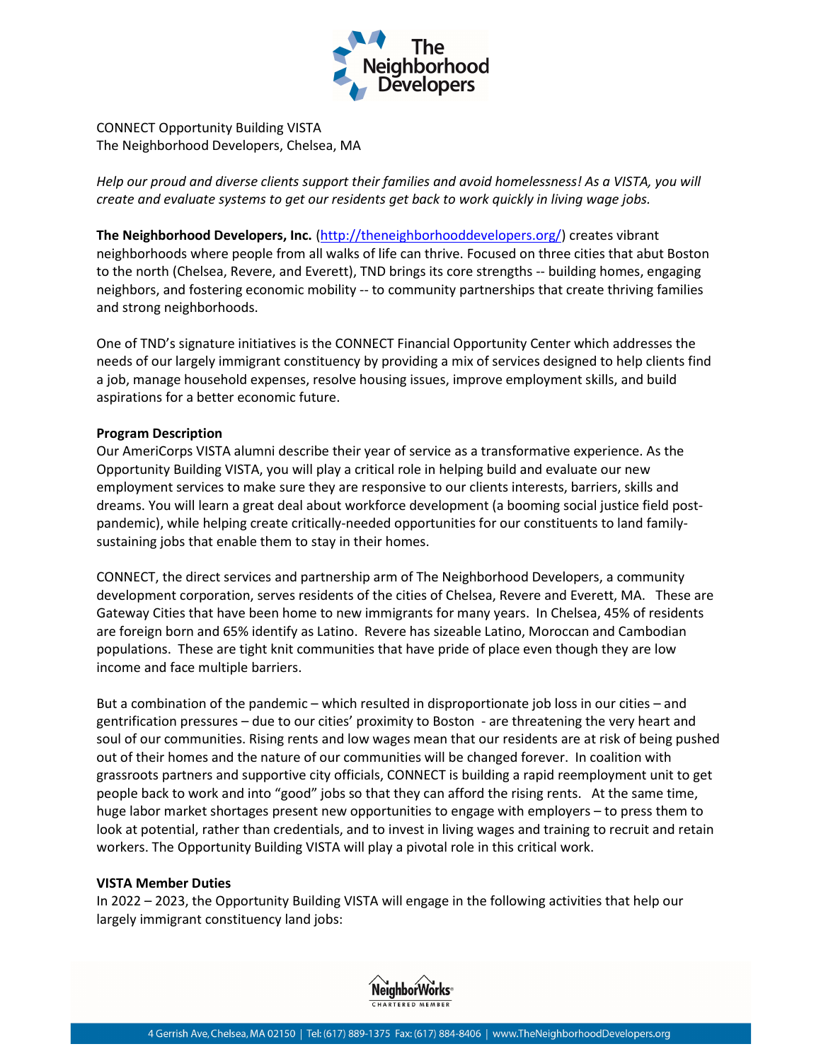CONNECT Opportunity Building VISTA
The Neighborhood Developers, Chelsea, MA

*Help our proud and diverse clients support their families and avoid homelessness! As a VISTA, you will create and evaluate systems to get our residents get back to work quickly in living wage jobs.*

**The Neighborhood Developers, Inc.** (http://theneighborhooddevelopers.org/) creates vibrant neighborhoods where people from all walks of life can thrive. Focused on three cities that abut Boston to the north (Chelsea, Revere, and Everett), TND brings its core strengths -- building homes, engaging neighbors, and fostering economic mobility -- to community partnerships that create thriving families and strong neighborhoods.

One of TND's signature initiatives is the CONNECT Financial Opportunity Center which addresses the needs of our largely immigrant constituency by providing a mix of services designed to help clients find a job, manage household expenses, resolve housing issues, improve employment skills, and build aspirations for a better economic future.

**Program Description**

Our AmeriCorps VISTA alumni describe their year of service as a transformative experience. As the Opportunity Building VISTA, you will play a critical role in helping build and evaluate our new employment services to make sure they are responsive to our clients interests, barriers, skills and dreams. You will learn a great deal about workforce development (a booming social justice field post-pandemic), while helping create critically-needed opportunities for our constituents to land family-sustaining jobs that enable them to stay in their homes.

CONNECT, the direct services and partnership arm of The Neighborhood Developers, a community development corporation, serves residents of the cities of Chelsea, Revere and Everett, MA. These are Gateway Cities that have been home to new immigrants for many years. In Chelsea, 45% of residents are foreign born and 65% identify as Latino. Revere has sizeable Latino, Moroccan and Cambodian populations. These are tight knit communities that have pride of place even though they are low income and face multiple barriers.

But a combination of the pandemic – which resulted in disproportionate job loss in our cities – and gentrification pressures – due to our cities' proximity to Boston - are threatening the very heart and soul of our communities. Rising rents and low wages mean that our residents are at risk of being pushed out of their homes and the nature of our communities will be changed forever. In coalition with grassroots partners and supportive city officials, CONNECT is building a rapid reemployment unit to get people back to work and into "good" jobs so that they can afford the rising rents. At the same time, huge labor market shortages present new opportunities to engage with employers – to press them to look at potential, rather than credentials, and to invest in living wages and training to recruit and retain workers. The Opportunity Building VISTA will play a pivotal role in this critical work.

**VISTA Member Duties**

In 2022 – 2023, the Opportunity Building VISTA will engage in the following activities that help our largely immigrant constituency land jobs: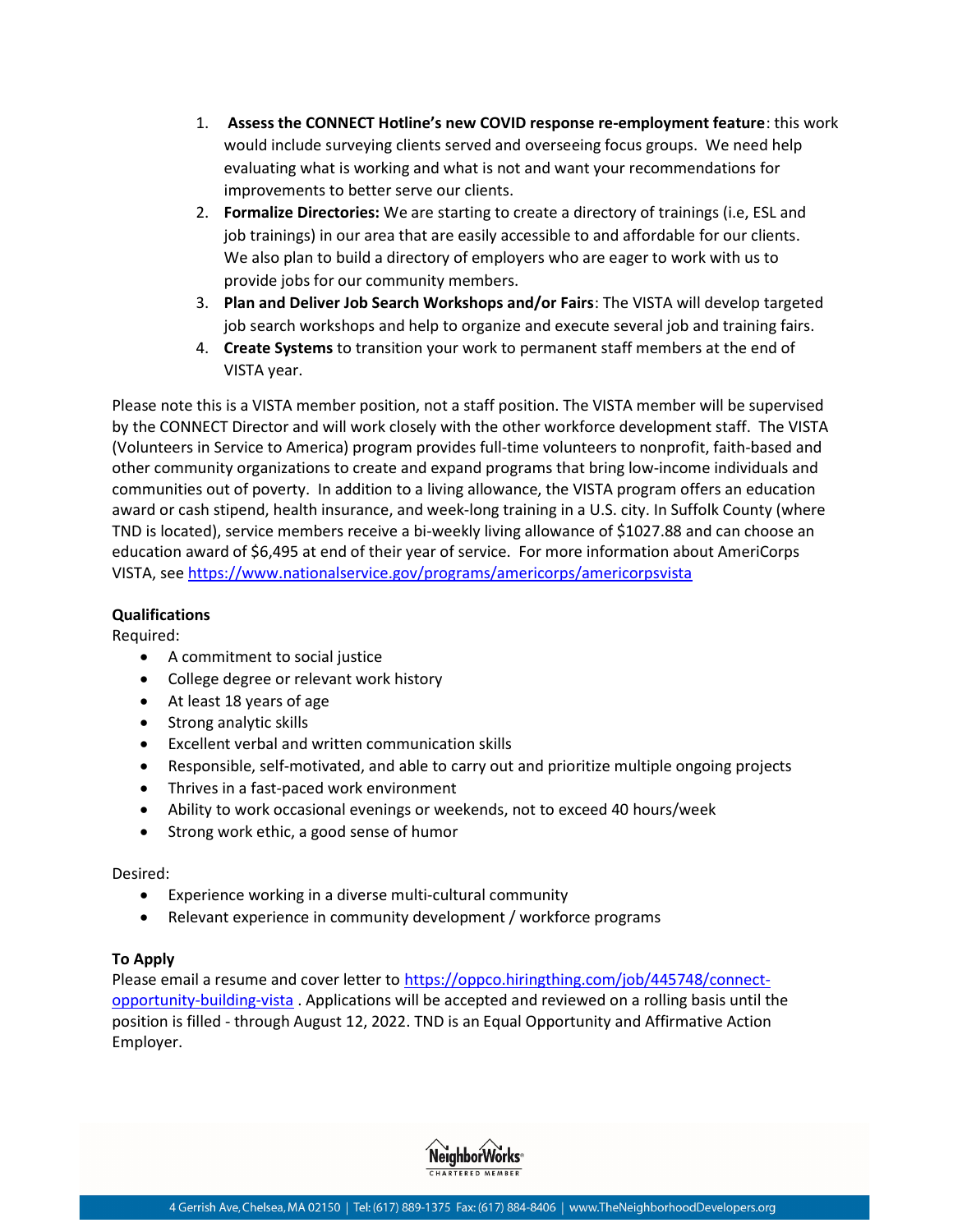1. **Assess the CONNECT Hotline's new COVID response re-employment feature**: this work would include surveying clients served and overseeing focus groups. We need help evaluating what is working and what is not and want your recommendations for improvements to better serve our clients.
2. **Formalize Directories:** We are starting to create a directory of trainings (i.e, ESL and job trainings) in our area that are easily accessible to and affordable for our clients. We also plan to build a directory of employers who are eager to work with us to provide jobs for our community members.
3. **Plan and Deliver Job Search Workshops and/or Fairs**: The VISTA will develop targeted job search workshops and help to organize and execute several job and training fairs.
4. **Create Systems** to transition your work to permanent staff members at the end of VISTA year.

Please note this is a VISTA member position, not a staff position. The VISTA member will be supervised by the CONNECT Director and will work closely with the other workforce development staff. The VISTA (Volunteers in Service to America) program provides full-time volunteers to nonprofit, faith-based and other community organizations to create and expand programs that bring low-income individuals and communities out of poverty. In addition to a living allowance, the VISTA program offers an education award or cash stipend, health insurance, and week-long training in a U.S. city. In Suffolk County (where TND is located), service members receive a bi-weekly living allowance of $1027.88 and can choose an education award of $6,495 at end of their year of service. For more information about AmeriCorps VISTA, see https://www.nationalservice.gov/programs/americorps/americorpsvista

**Qualifications**

Required:

- A commitment to social justice
- College degree or relevant work history
- At least 18 years of age
- Strong analytic skills
- Excellent verbal and written communication skills
- Responsible, self-motivated, and able to carry out and prioritize multiple ongoing projects
- Thrives in a fast-paced work environment
- Ability to work occasional evenings or weekends, not to exceed 40 hours/week
- Strong work ethic, a good sense of humor

Desired:

- Experience working in a diverse multi-cultural community
- Relevant experience in community development / workforce programs

**To Apply**

Please email a resume and cover letter to https://oppco.hiringthing.com/job/445748/connect-opportunity-building-vista . Applications will be accepted and reviewed on a rolling basis until the position is filled - through August 12, 2022. TND is an Equal Opportunity and Affirmative Action Employer.

NeighborWorks CHARTERED MEMBER

4 Gerrish Ave, Chelsea, MA 02150 | Tel: (617) 889-1375 Fax: (617) 884-8406 | www.TheNeighborhoodDevelopers.org